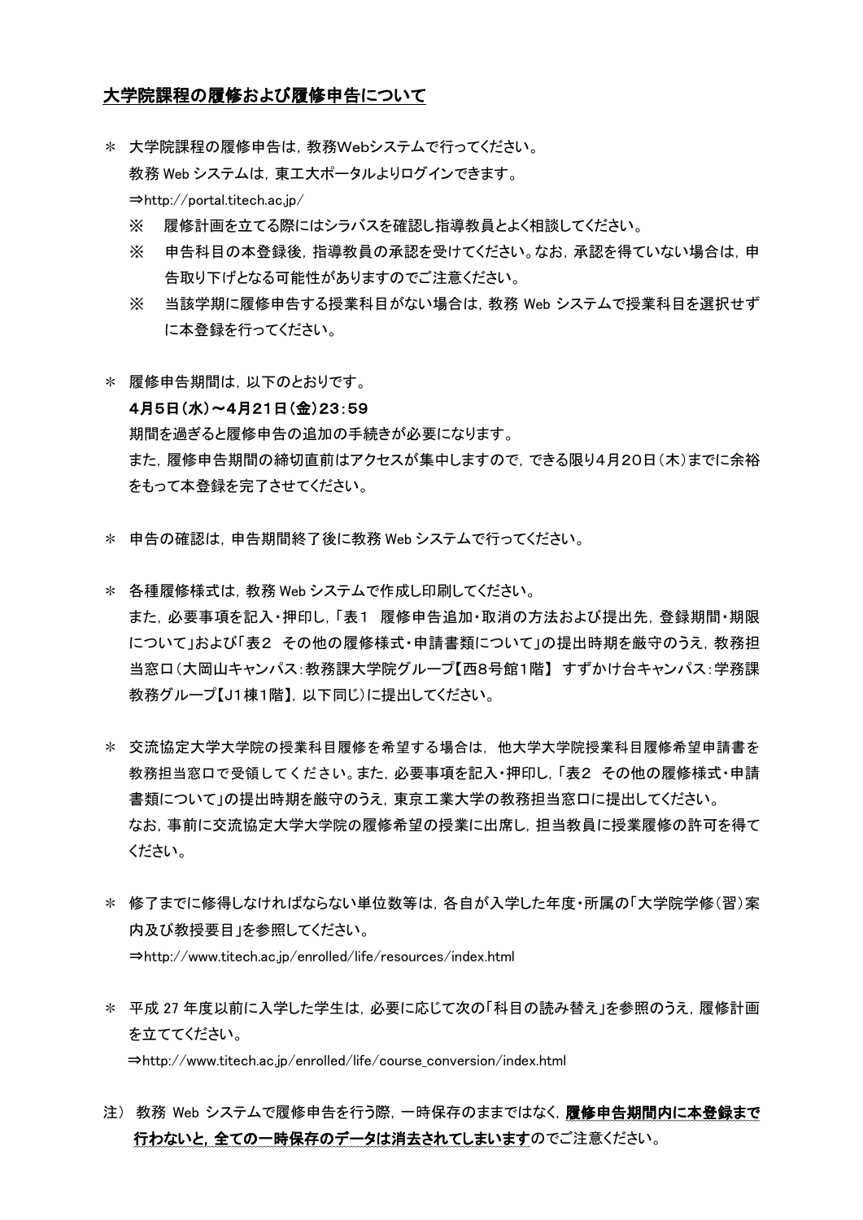## 大学院課程の履修および履修申告について

＊ 大学院課程の履修申告は，教務Webシステムで行ってください。
教務 Web システムは，東工大ポータルよりログインできます。
⇒http://portal.titech.ac.jp/

※ 履修計画を立てる際にはシラバスを確認し指導教員とよく相談してください。

※ 申告科目の本登録後，指導教員の承認を受けてください。なお，承認を得ていない場合は，申告取り下げとなる可能性がありますのでご注意ください。

※ 当該学期に履修申告する授業科目がない場合は，教務 Web システムで授業科目を選択せずに本登録を行ってください。

＊ 履修申告期間は，以下のとおりです。
**4月5日（水）～4月21日（金）23：59**
期間を過ぎると履修申告の追加の手続きが必要になります。
また，履修申告期間の締切直前はアクセスが集中しますので，できる限り4月20日（木）までに余裕をもって本登録を完了させてください。

＊ 申告の確認は，申告期間終了後に教務 Web システムで行ってください。

＊ 各種履修様式は，教務 Web システムで作成し印刷してください。
また，必要事項を記入・押印し，「表１ 履修申告追加・取消の方法および提出先，登録期間・期限について」および「表２ その他の履修様式・申請書類について」の提出時期を厳守のうえ，教務担当窓口（大岡山キャンパス：教務課大学院グループ【西8号館1階】 すずかけ台キャンパス：学務課教務グループ【J1棟1階】，以下同じ）に提出してください。

＊ 交流協定大学大学院の授業科目履修を希望する場合は， 他大学大学院授業科目履修希望申請書を教務担当窓口で受領してください。また，必要事項を記入・押印し，「表２ その他の履修様式・申請書類について」の提出時期を厳守のうえ，東京工業大学の教務担当窓口に提出してください。
なお，事前に交流協定大学大学院の履修希望の授業に出席し，担当教員に授業履修の許可を得てください。

＊ 修了までに修得しなければならない単位数等は，各自が入学した年度・所属の「大学院学修（習）案内及び教授要目」を参照してください。
⇒http://www.titech.ac.jp/enrolled/life/resources/index.html

＊ 平成 27 年度以前に入学した学生は，必要に応じて次の「科目の読み替え」を参照のうえ，履修計画を立ててください。
⇒http://www.titech.ac.jp/enrolled/life/course_conversion/index.html

注） 教務 Web システムで履修申告を行う際，一時保存のままではなく，**履修申告期間内に本登録まで行わないと，全ての一時保存のデータは消去されてしまいます**のでご注意ください。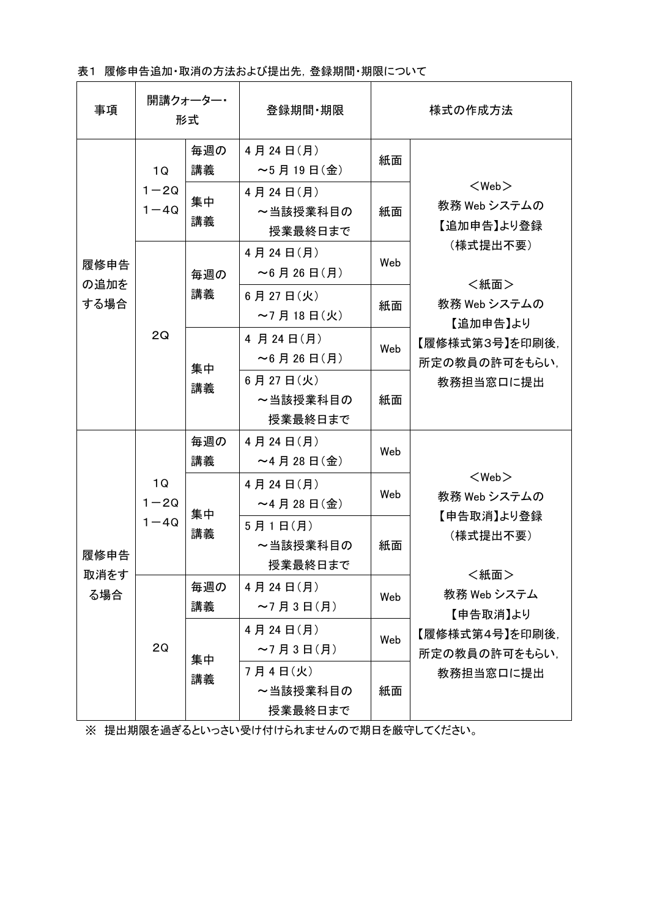表1　履修申告追加・取消の方法および提出先，登録期間・期限について

| 事項 | 開講クォーター・形式 | | 登録期間・期限 | | 様式の作成方法 |
|---|---|---|---|---|---|
| 履修申告の追加をする場合 | 1Q<br>1－2Q<br>1－4Q | 毎週の講義 | 4月24日(月)<br>～5月19日(金) | 紙面 | ＜Web＞<br>教務Webシステムの【追加申告】より登録<br>（様式提出不要）<br><br>＜紙面＞<br>教務Webシステムの【追加申告】より【履修様式第3号】を印刷後，所定の教員の許可をもらい，教務担当窓口に提出 |
| | | 集中講義 | 4月24日(月)<br>～当該授業科目の授業最終日まで | 紙面 | |
| | 2Q | 毎週の講義 | 4月24日(月)<br>～6月26日(月) | Web | |
| | | | 6月27日(火)<br>～7月18日(火) | 紙面 | |
| | | 集中講義 | 4月24日(月)<br>～6月26日(月) | Web | |
| | | | 6月27日(火)<br>～当該授業科目の授業最終日まで | 紙面 | |
| 履修申告取消をする場合 | 1Q<br>1－2Q<br>1－4Q | 毎週の講義 | 4月24日(月)<br>～4月28日(金) | Web | ＜Web＞<br>教務Webシステムの【申告取消】より登録<br>（様式提出不要）<br><br>＜紙面＞<br>教務Webシステム【申告取消】より【履修様式第4号】を印刷後，所定の教員の許可をもらい，教務担当窓口に提出 |
| | | 集中講義 | 4月24日(月)<br>～4月28日(金) | Web | |
| | | | 5月1日(月)<br>～当該授業科目の授業最終日まで | 紙面 | |
| | 2Q | 毎週の講義 | 4月24日(月)<br>～7月3日(月) | Web | |
| | | 集中講義 | 4月24日(月)<br>～7月3日(月) | Web | |
| | | | 7月4日(火)<br>～当該授業科目の授業最終日まで | 紙面 | |

※ 提出期限を過ぎるといっさい受け付けられませんので期日を厳守してください。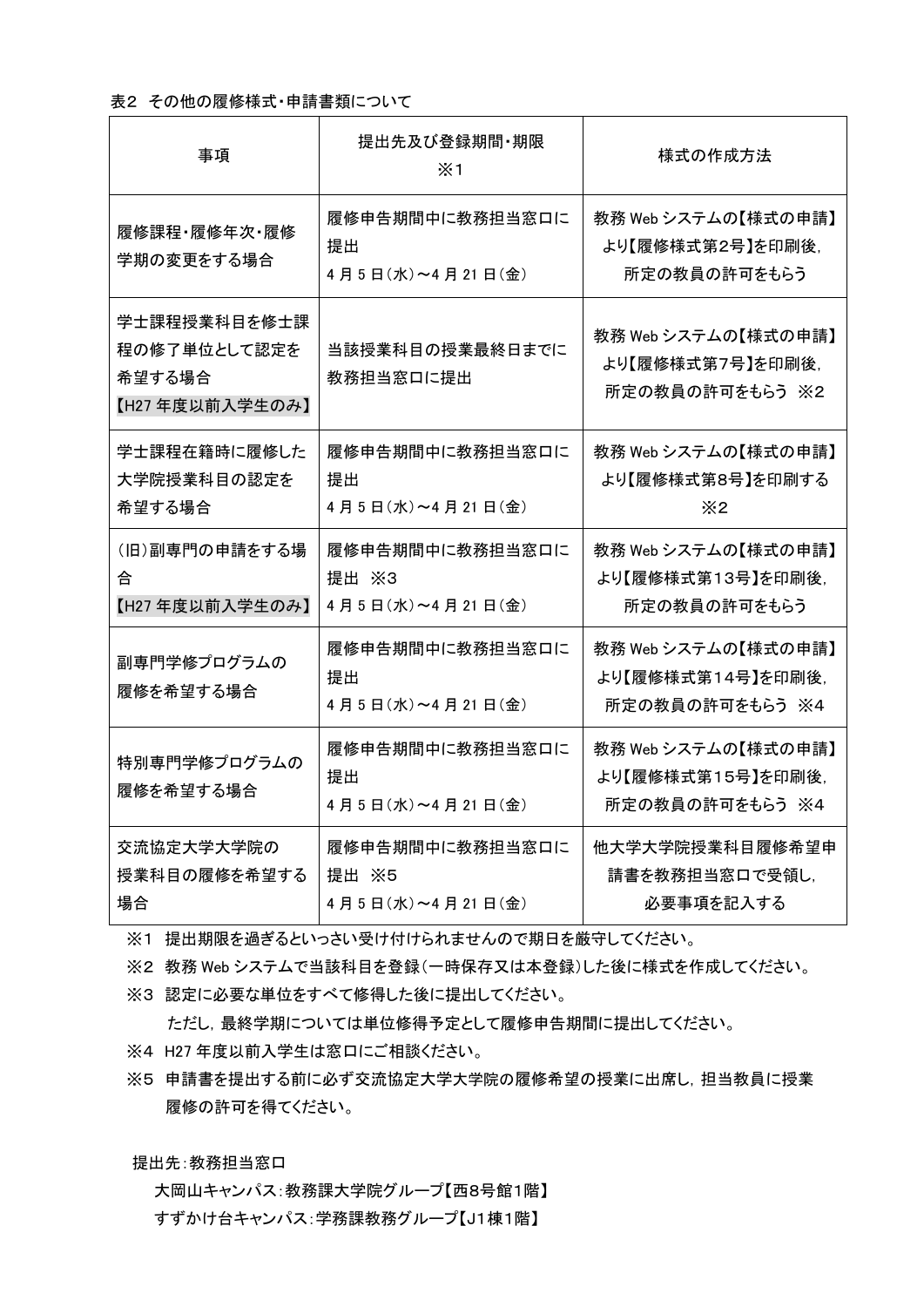表2 その他の履修様式・申請書類について

| 事項 | 提出先及び登録期間・期限 ※1 | 様式の作成方法 |
|---|---|---|
| 履修課程・履修年次・履修学期の変更をする場合 | 履修申告期間中に教務担当窓口に提出<br>4月5日(水)～4月21日(金) | 教務Webシステムの【様式の申請】より【履修様式第2号】を印刷後，所定の教員の許可をもらう |
| 学士課程授業科目を修士課程の修了単位として認定を希望する場合<br>【H27年度以前入学生のみ】 | 当該授業科目の授業最終日までに教務担当窓口に提出 | 教務Webシステムの【様式の申請】より【履修様式第7号】を印刷後，所定の教員の許可をもらう ※2 |
| 学士課程在籍時に履修した大学院授業科目の認定を希望する場合 | 履修申告期間中に教務担当窓口に提出<br>4月5日(水)～4月21日(金) | 教務Webシステムの【様式の申請】より【履修様式第8号】を印刷する ※2 |
| (旧)副専門の申請をする場合<br>【H27年度以前入学生のみ】 | 履修申告期間中に教務担当窓口に提出 ※3<br>4月5日(水)～4月21日(金) | 教務Webシステムの【様式の申請】より【履修様式第13号】を印刷後，所定の教員の許可をもらう |
| 副専門学修プログラムの履修を希望する場合 | 履修申告期間中に教務担当窓口に提出<br>4月5日(水)～4月21日(金) | 教務Webシステムの【様式の申請】より【履修様式第14号】を印刷後，所定の教員の許可をもらう ※4 |
| 特別専門学修プログラムの履修を希望する場合 | 履修申告期間中に教務担当窓口に提出<br>4月5日(水)～4月21日(金) | 教務Webシステムの【様式の申請】より【履修様式第15号】を印刷後，所定の教員の許可をもらう ※4 |
| 交流協定大学大学院の授業科目の履修を希望する場合 | 履修申告期間中に教務担当窓口に提出 ※5<br>4月5日(水)～4月21日(金) | 他大学大学院授業科目履修希望申請書を教務担当窓口で受領し，必要事項を記入する |

※1 提出期限を過ぎるといっさい受け付けられませんので期日を厳守してください。

※2 教務Webシステムで当該科目を登録(一時保存又は本登録)した後に様式を作成してください。

※3 認定に必要な単位をすべて修得した後に提出してください。
　　ただし，最終学期については単位修得予定として履修申告期間に提出してください。

※4 H27年度以前入学生は窓口にご相談ください。

※5 申請書を提出する前に必ず交流協定大学大学院の履修希望の授業に出席し，担当教員に授業履修の許可を得てください。

提出先：教務担当窓口

大岡山キャンパス：教務課大学院グループ【西8号館1階】

すずかけ台キャンパス：学務課教務グループ【J1棟1階】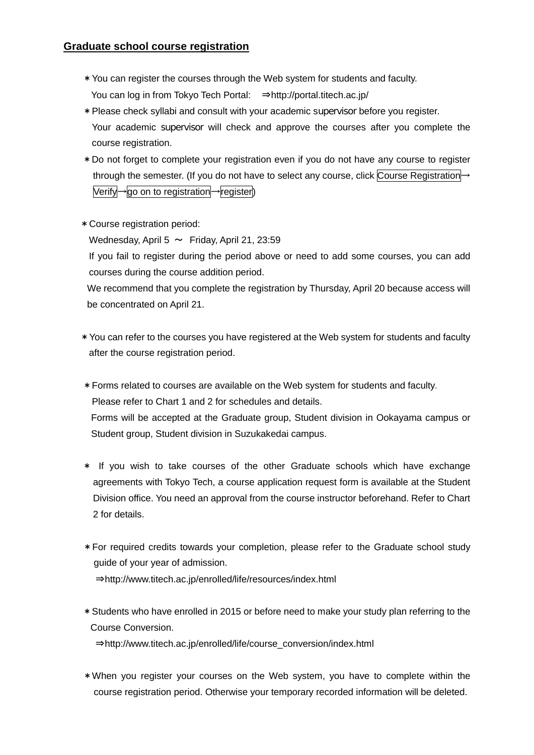## Graduate school course registration

＊You can register the courses through the Web system for students and faculty.
You can log in from Tokyo Tech Portal: ⇒http://portal.titech.ac.jp/

＊Please check syllabi and consult with your academic supervisor before you register.
Your academic supervisor will check and approve the courses after you complete the course registration.

＊Do not forget to complete your registration even if you do not have any course to register through the semester. (If you do not have to select any course, click Course Registration→Verify→go on to registration→register)

＊Course registration period:
Wednesday, April 5 ～ Friday, April 21, 23:59
If you fail to register during the period above or need to add some courses, you can add courses during the course addition period.
We recommend that you complete the registration by Thursday, April 20 because access will be concentrated on April 21.

＊You can refer to the courses you have registered at the Web system for students and faculty after the course registration period.

＊Forms related to courses are available on the Web system for students and faculty.
Please refer to Chart 1 and 2 for schedules and details.
Forms will be accepted at the Graduate group, Student division in Ookayama campus or Student group, Student division in Suzukakedai campus.

＊ If you wish to take courses of the other Graduate schools which have exchange agreements with Tokyo Tech, a course application request form is available at the Student Division office. You need an approval from the course instructor beforehand. Refer to Chart 2 for details.

＊For required credits towards your completion, please refer to the Graduate school study guide of your year of admission.
⇒http://www.titech.ac.jp/enrolled/life/resources/index.html

＊Students who have enrolled in 2015 or before need to make your study plan referring to the Course Conversion.
⇒http://www.titech.ac.jp/enrolled/life/course_conversion/index.html

＊When you register your courses on the Web system, you have to complete within the course registration period. Otherwise your temporary recorded information will be deleted.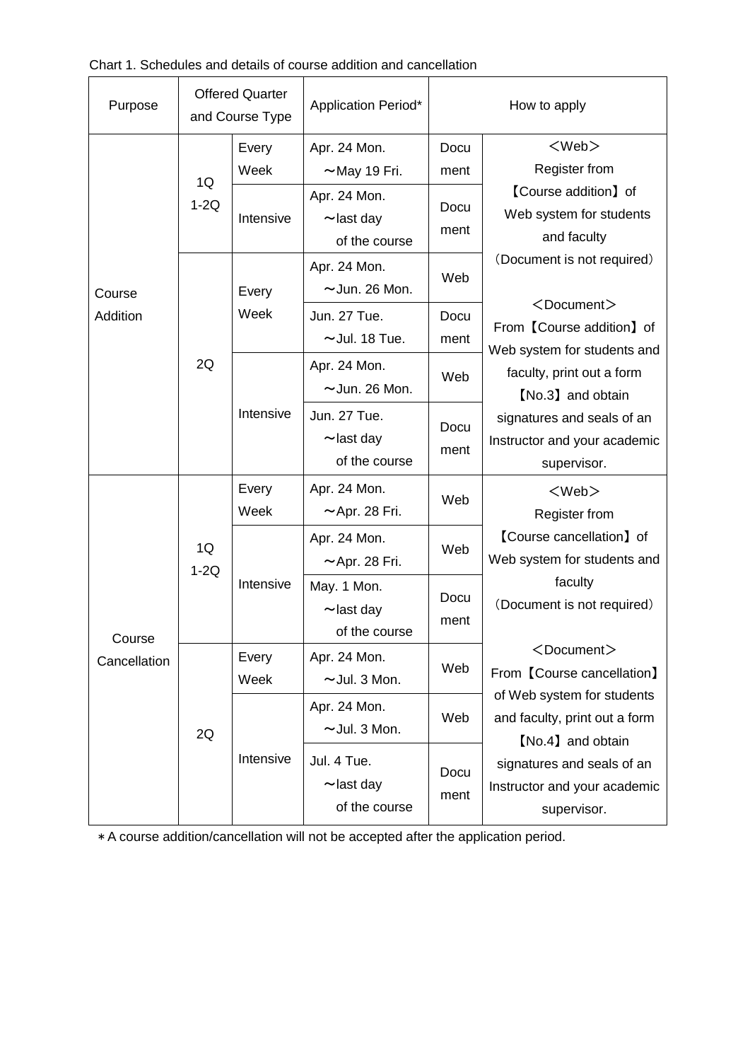Chart 1. Schedules and details of course addition and cancellation

| Purpose | Offered Quarter and Course Type | | Application Period* | How to apply | |
|---|---|---|---|---|---|
| Course Addition | 1Q 1-2Q | Every Week | Apr. 24 Mon. ～May 19 Fri. | Document | <Web> Register from 【Course addition】 of Web system for students and faculty (Document is not required)<br><br><Document> From 【Course addition】 of Web system for students and faculty, print out a form 【No.3】 and obtain signatures and seals of an Instructor and your academic supervisor. |
| | | Intensive | Apr. 24 Mon. ～last day of the course | Document | |
| | 2Q | Every Week | Apr. 24 Mon. ～Jun. 26 Mon. | Web | |
| | | | Jun. 27 Tue. ～Jul. 18 Tue. | Document | |
| | | Intensive | Apr. 24 Mon. ～Jun. 26 Mon. | Web | |
| | | | Jun. 27 Tue. ～last day of the course | Document | |
| Course Cancellation | 1Q 1-2Q | Every Week | Apr. 24 Mon. ～Apr. 28 Fri. | Web | <Web> Register from 【Course cancellation】 of Web system for students and faculty (Document is not required)<br><br><Document> From 【Course cancellation】 of Web system for students and faculty, print out a form 【No.4】 and obtain signatures and seals of an Instructor and your academic supervisor. |
| | | Intensive | Apr. 24 Mon. ～Apr. 28 Fri. | Web | |
| | | | May. 1 Mon. ～last day of the course | Document | |
| | 2Q | Every Week | Apr. 24 Mon. ～Jul. 3 Mon. | Web | |
| | | Intensive | Apr. 24 Mon. ～Jul. 3 Mon. | Web | |
| | | | Jul. 4 Tue. ～last day of the course | Document | |

＊A course addition/cancellation will not be accepted after the application period.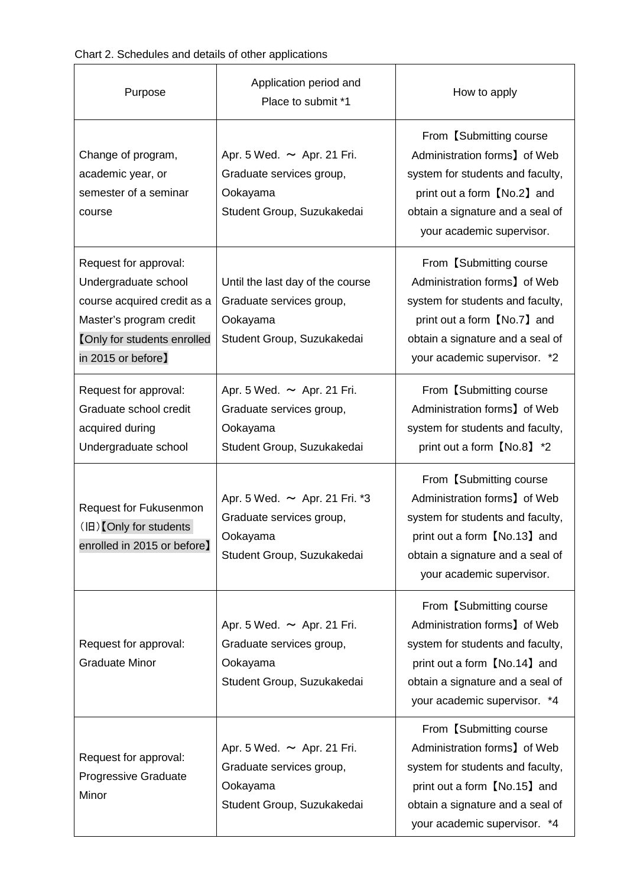Chart 2. Schedules and details of other applications

| Purpose | Application period and Place to submit *1 | How to apply |
| --- | --- | --- |
| Change of program, academic year, or semester of a seminar course | Apr. 5 Wed. ～ Apr. 21 Fri.<br>Graduate services group, Ookayama<br>Student Group, Suzukakedai | From【Submitting course Administration forms】of Web system for students and faculty, print out a form【No.2】and obtain a signature and a seal of your academic supervisor. |
| Request for approval: Undergraduate school course acquired credit as a Master's program credit【Only for students enrolled in 2015 or before】 | Until the last day of the course<br>Graduate services group, Ookayama<br>Student Group, Suzukakedai | From【Submitting course Administration forms】of Web system for students and faculty, print out a form【No.7】and obtain a signature and a seal of your academic supervisor. *2 |
| Request for approval: Graduate school credit acquired during Undergraduate school | Apr. 5 Wed. ～ Apr. 21 Fri.<br>Graduate services group, Ookayama<br>Student Group, Suzukakedai | From【Submitting course Administration forms】of Web system for students and faculty, print out a form【No.8】 *2 |
| Request for Fukusenmon（旧）【Only for students enrolled in 2015 or before】 | Apr. 5 Wed. ～ Apr. 21 Fri. *3<br>Graduate services group, Ookayama<br>Student Group, Suzukakedai | From【Submitting course Administration forms】of Web system for students and faculty, print out a form【No.13】and obtain a signature and a seal of your academic supervisor. |
| Request for approval: Graduate Minor | Apr. 5 Wed. ～ Apr. 21 Fri.<br>Graduate services group, Ookayama<br>Student Group, Suzukakedai | From【Submitting course Administration forms】of Web system for students and faculty, print out a form【No.14】and obtain a signature and a seal of your academic supervisor. *4 |
| Request for approval: Progressive Graduate Minor | Apr. 5 Wed. ～ Apr. 21 Fri.<br>Graduate services group, Ookayama<br>Student Group, Suzukakedai | From【Submitting course Administration forms】of Web system for students and faculty, print out a form【No.15】and obtain a signature and a seal of your academic supervisor. *4 |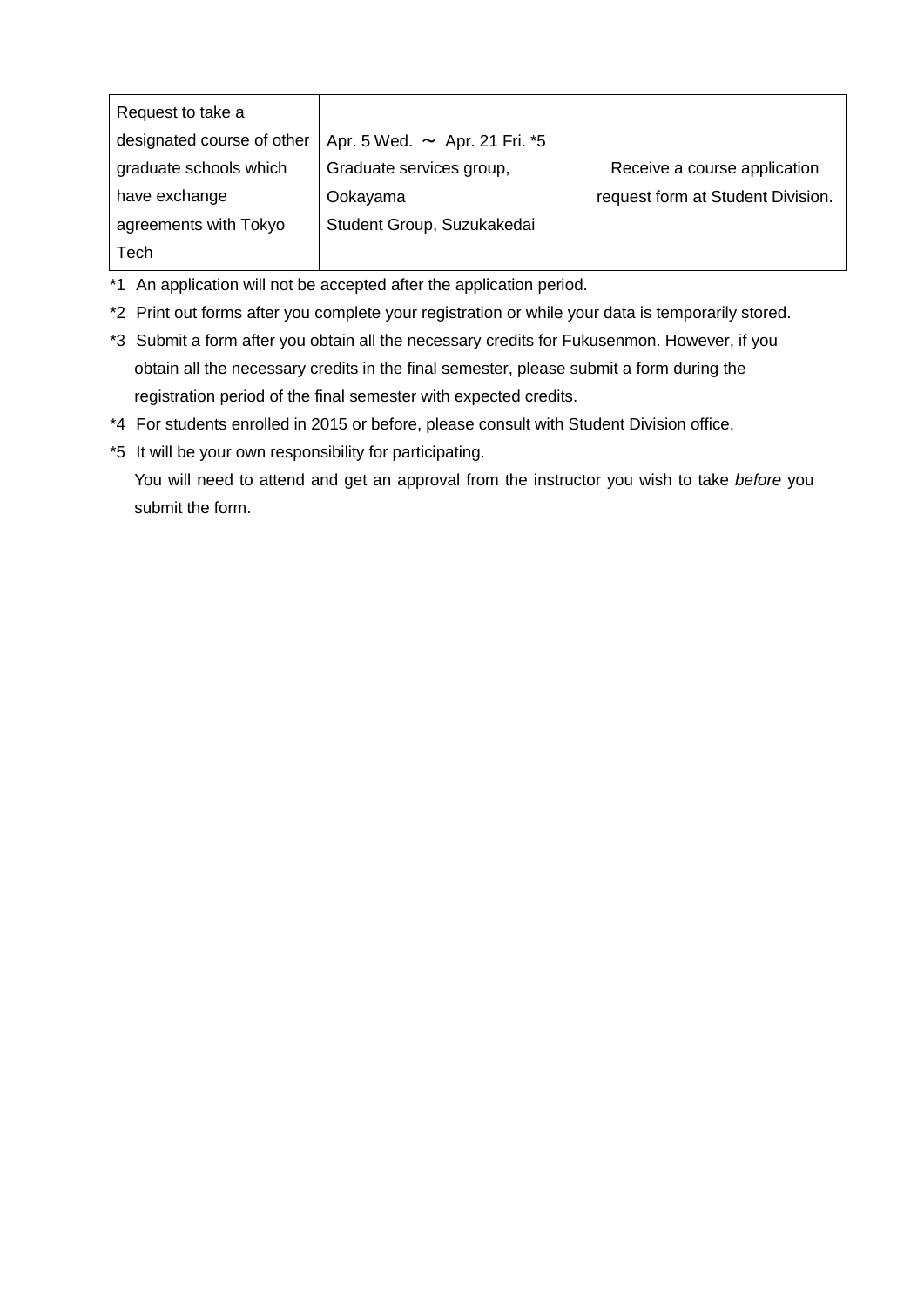| | | |
|---|---|---|
| Request to take a designated course of other graduate schools which have exchange agreements with Tokyo Tech | Apr. 5 Wed. ～ Apr. 21 Fri. *5<br>Graduate services group, Ookayama<br>Student Group, Suzukakedai | Receive a course application request form at Student Division. |

*1 An application will not be accepted after the application period.

*2 Print out forms after you complete your registration or while your data is temporarily stored.

*3 Submit a form after you obtain all the necessary credits for Fukusenmon. However, if you obtain all the necessary credits in the final semester, please submit a form during the registration period of the final semester with expected credits.

*4 For students enrolled in 2015 or before, please consult with Student Division office.

*5 It will be your own responsibility for participating.
You will need to attend and get an approval from the instructor you wish to take *before* you submit the form.